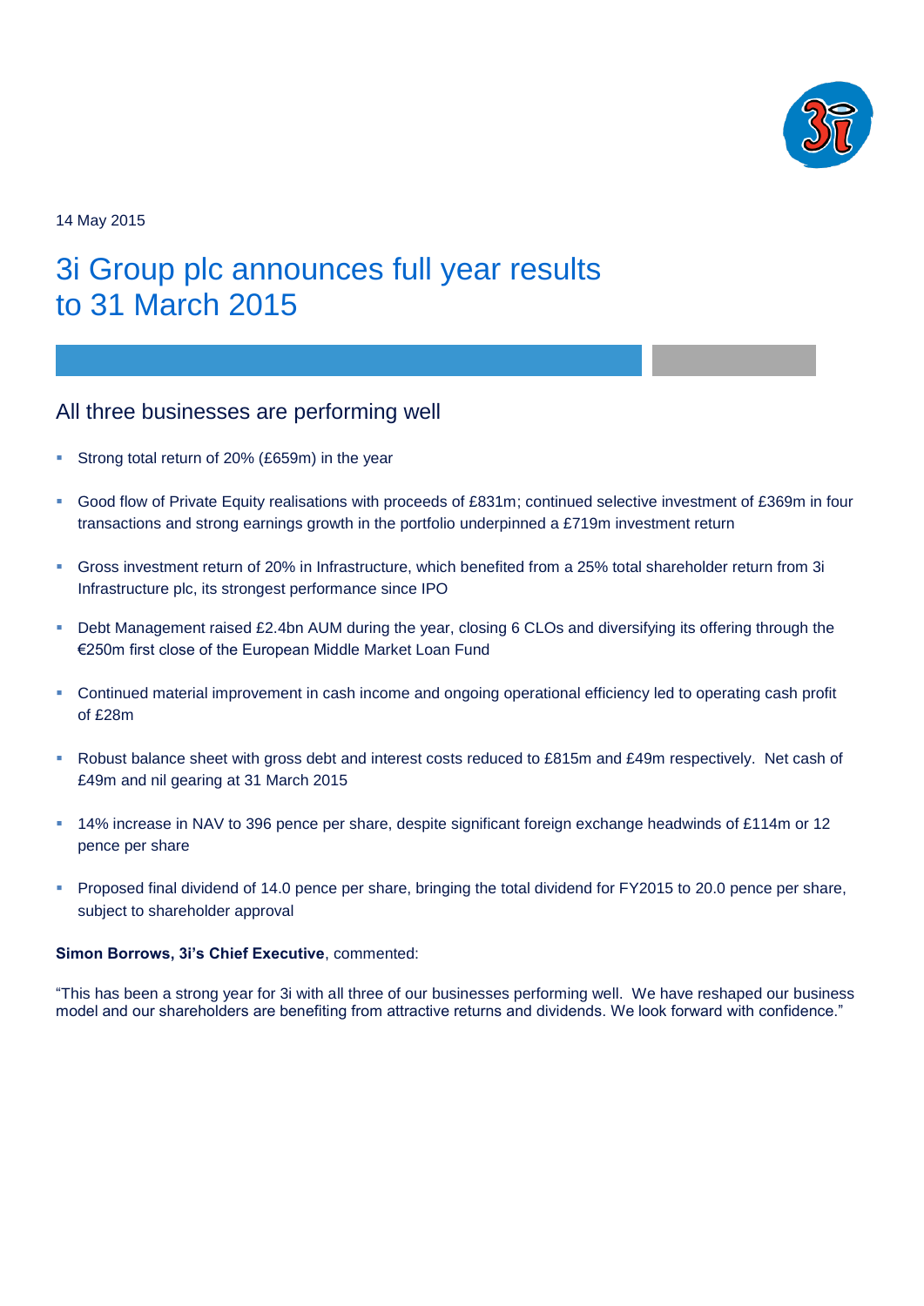14 May 2015

# 3i Group plc announces full year results to 31 March 2015

## All three businesses are performing well

- Strong total return of 20% (£659m) in the year
- Good flow of Private Equity realisations with proceeds of £831m; continued selective investment of £369m in four transactions and strong earnings growth in the portfolio underpinned a £719m investment return
- Gross investment return of 20% in Infrastructure, which benefited from a 25% total shareholder return from 3i Infrastructure plc, its strongest performance since IPO
- Debt Management raised £2.4bn AUM during the year, closing 6 CLOs and diversifying its offering through the €250m first close of the European Middle Market Loan Fund
- Continued material improvement in cash income and ongoing operational efficiency led to operating cash profit of £28m
- Robust balance sheet with gross debt and interest costs reduced to £815m and £49m respectively. Net cash of £49m and nil gearing at 31 March 2015
- 14% increase in NAV to 396 pence per share, despite significant foreign exchange headwinds of £114m or 12 pence per share
- Proposed final dividend of 14.0 pence per share, bringing the total dividend for FY2015 to 20.0 pence per share, subject to shareholder approval

**Simon Borrows, 3i's Chief Executive**, commented:

"This has been a strong year for 3i with all three of our businesses performing well. We have reshaped our business model and our shareholders are benefiting from attractive returns and dividends. We look forward with confidence."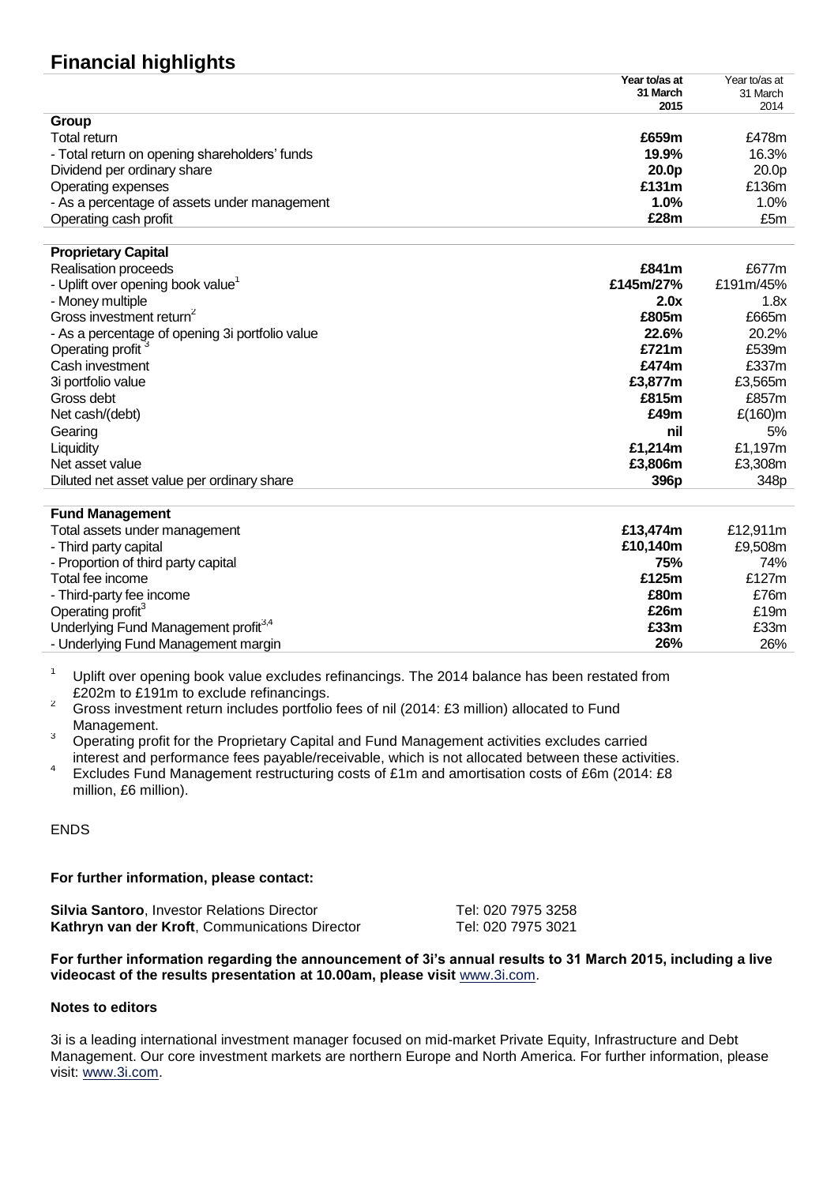## Financial highlights

| | Year to/as at 31 March 2015 | Year to/as at 31 March 2014 |
|---|---|---|
| **Group** | | |
| Total return | **£659m** | £478m |
| - Total return on opening shareholders' funds | **19.9%** | 16.3% |
| Dividend per ordinary share | **20.0p** | 20.0p |
| Operating expenses | **£131m** | £136m |
| - As a percentage of assets under management | **1.0%** | 1.0% |
| Operating cash profit | **£28m** | £5m |
| **Proprietary Capital** | | |
| Realisation proceeds | **£841m** | £677m |
| - Uplift over opening book value[1] | **£145m/27%** | £191m/45% |
| - Money multiple | **2.0x** | 1.8x |
| Gross investment return[2] | **£805m** | £665m |
| - As a percentage of opening 3i portfolio value | **22.6%** | 20.2% |
| Operating profit[3] | **£721m** | £539m |
| Cash investment | **£474m** | £337m |
| 3i portfolio value | **£3,877m** | £3,565m |
| Gross debt | **£815m** | £857m |
| Net cash/(debt) | **£49m** | £(160)m |
| Gearing | **nil** | 5% |
| Liquidity | **£1,214m** | £1,197m |
| Net asset value | **£3,806m** | £3,308m |
| Diluted net asset value per ordinary share | **396p** | 348p |
| **Fund Management** | | |
| Total assets under management | **£13,474m** | £12,911m |
| - Third party capital | **£10,140m** | £9,508m |
| - Proportion of third party capital | **75%** | 74% |
| Total fee income | **£125m** | £127m |
| - Third-party fee income | **£80m** | £76m |
| Operating profit[3] | **£26m** | £19m |
| Underlying Fund Management profit[3,4] | **£33m** | £33m |
| - Underlying Fund Management margin | **26%** | 26% |

1. Uplift over opening book value excludes refinancings. The 2014 balance has been restated from £202m to £191m to exclude refinancings.
2. Gross investment return includes portfolio fees of nil (2014: £3 million) allocated to Fund Management.
3. Operating profit for the Proprietary Capital and Fund Management activities excludes carried interest and performance fees payable/receivable, which is not allocated between these activities.
4. Excludes Fund Management restructuring costs of £1m and amortisation costs of £6m (2014: £8 million, £6 million).

ENDS

**For further information, please contact:**

| | |
|---|---|
| **Silvia Santoro**, Investor Relations Director | Tel: 020 7975 3258 |
| **Kathryn van der Kroft**, Communications Director | Tel: 020 7975 3021 |

**For further information regarding the announcement of 3i's annual results to 31 March 2015, including a live videocast of the results presentation at 10.00am, please visit** www.3i.com.

**Notes to editors**

3i is a leading international investment manager focused on mid-market Private Equity, Infrastructure and Debt Management. Our core investment markets are northern Europe and North America. For further information, please visit: www.3i.com.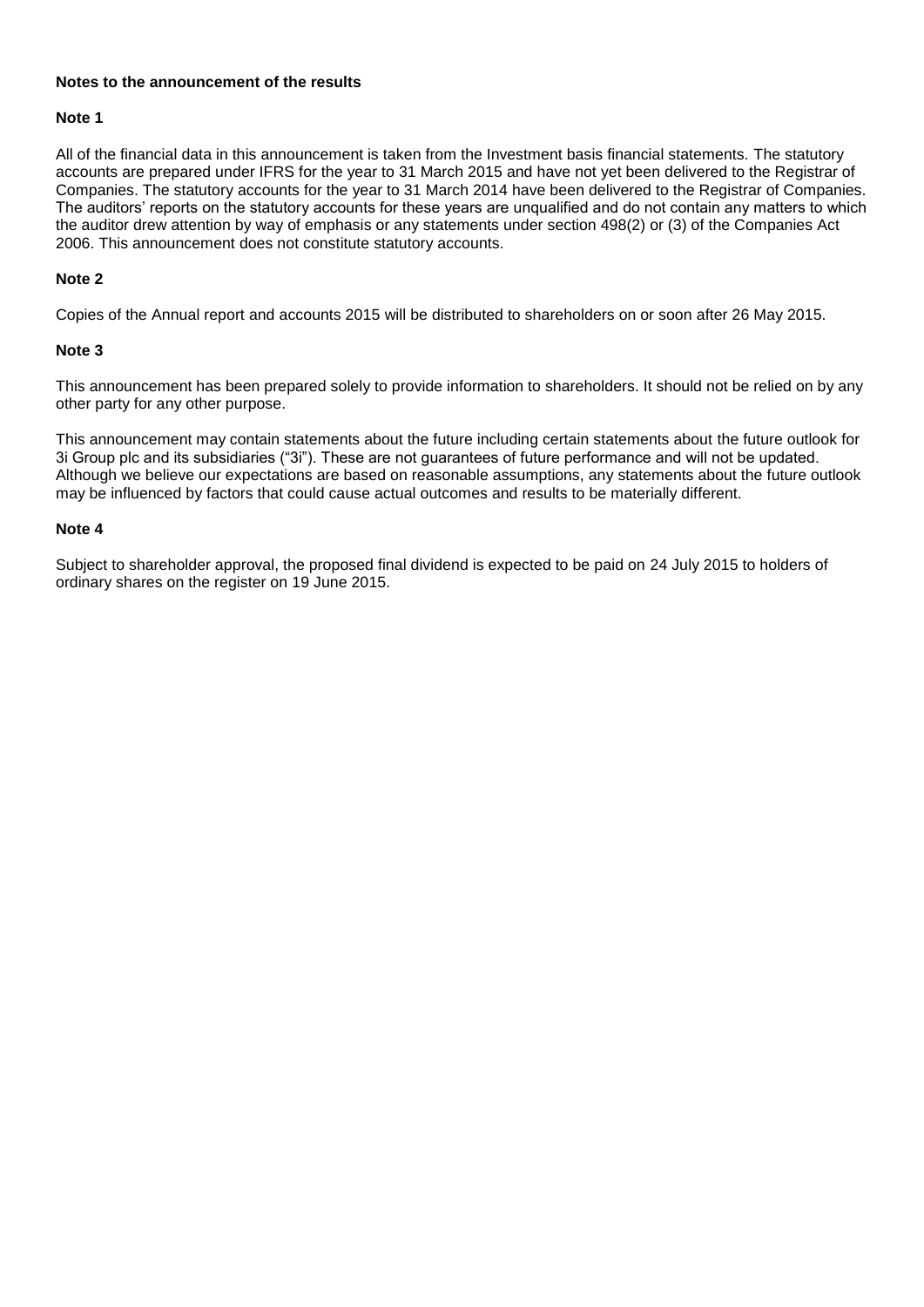**Notes to the announcement of the results**

**Note 1**

All of the financial data in this announcement is taken from the Investment basis financial statements. The statutory accounts are prepared under IFRS for the year to 31 March 2015 and have not yet been delivered to the Registrar of Companies. The statutory accounts for the year to 31 March 2014 have been delivered to the Registrar of Companies. The auditors' reports on the statutory accounts for these years are unqualified and do not contain any matters to which the auditor drew attention by way of emphasis or any statements under section 498(2) or (3) of the Companies Act 2006. This announcement does not constitute statutory accounts.

**Note 2**

Copies of the Annual report and accounts 2015 will be distributed to shareholders on or soon after 26 May 2015.

**Note 3**

This announcement has been prepared solely to provide information to shareholders. It should not be relied on by any other party for any other purpose.

This announcement may contain statements about the future including certain statements about the future outlook for 3i Group plc and its subsidiaries ("3i"). These are not guarantees of future performance and will not be updated. Although we believe our expectations are based on reasonable assumptions, any statements about the future outlook may be influenced by factors that could cause actual outcomes and results to be materially different.

**Note 4**

Subject to shareholder approval, the proposed final dividend is expected to be paid on 24 July 2015 to holders of ordinary shares on the register on 19 June 2015.